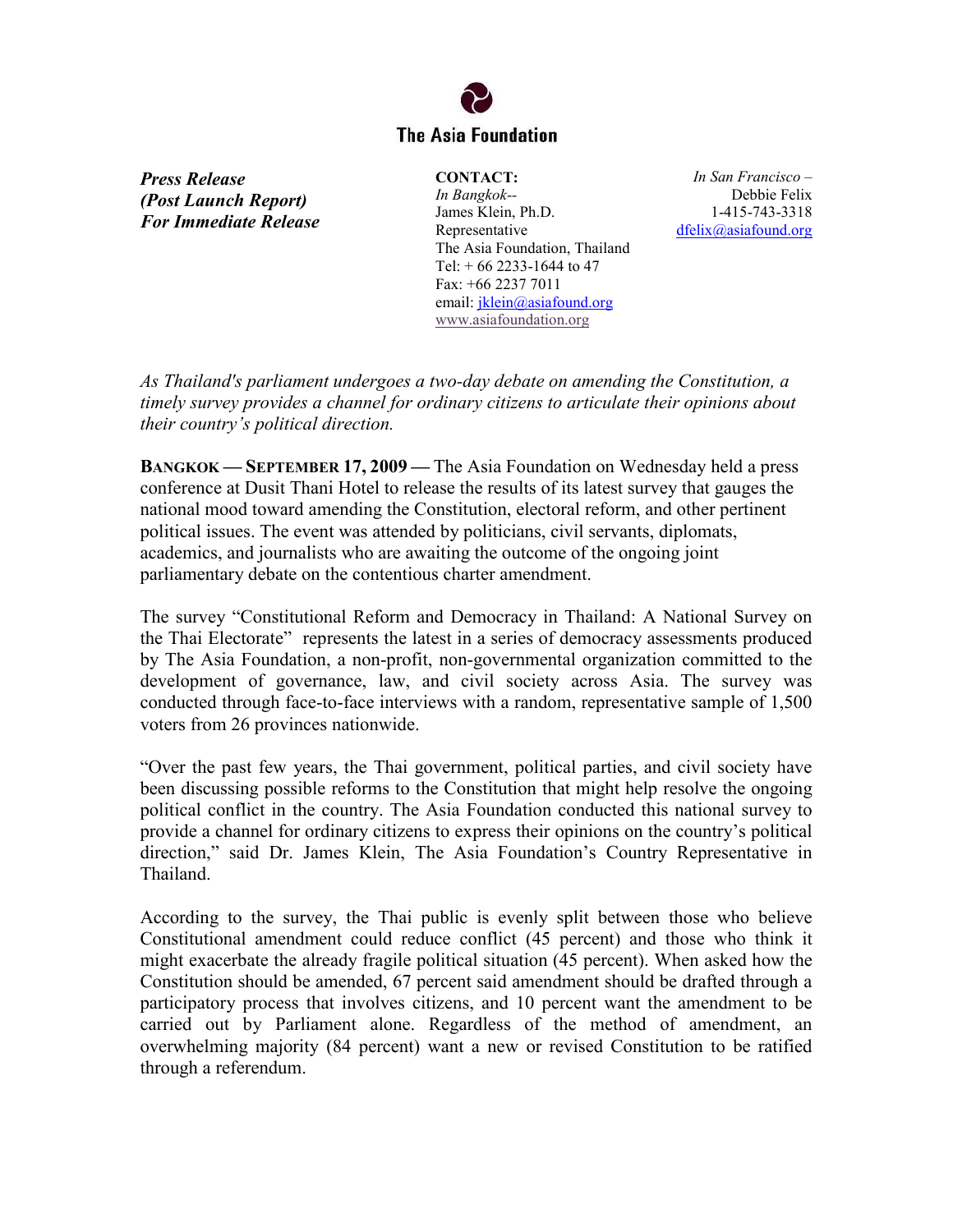The Asia Foundation

***Press Release***
***(Post Launch Report)***
***For Immediate Release***

**CONTACT:**
*In Bangkok--*
James Klein, Ph.D.
Representative
The Asia Foundation, Thailand
Tel: + 66 2233-1644 to 47
Fax: +66 2237 7011
email: jklein@asiafound.org
www.asiafoundation.org

*In San Francisco –*
Debbie Felix
1-415-743-3318
dfelix@asiafound.org

*As Thailand's parliament undergoes a two-day debate on amending the Constitution, a timely survey provides a channel for ordinary citizens to articulate their opinions about their country's political direction.*

**BANGKOK — SEPTEMBER 17, 2009 —** The Asia Foundation on Wednesday held a press conference at Dusit Thani Hotel to release the results of its latest survey that gauges the national mood toward amending the Constitution, electoral reform, and other pertinent political issues. The event was attended by politicians, civil servants, diplomats, academics, and journalists who are awaiting the outcome of the ongoing joint parliamentary debate on the contentious charter amendment.

The survey "Constitutional Reform and Democracy in Thailand: A National Survey on the Thai Electorate" represents the latest in a series of democracy assessments produced by The Asia Foundation, a non-profit, non-governmental organization committed to the development of governance, law, and civil society across Asia. The survey was conducted through face-to-face interviews with a random, representative sample of 1,500 voters from 26 provinces nationwide.

"Over the past few years, the Thai government, political parties, and civil society have been discussing possible reforms to the Constitution that might help resolve the ongoing political conflict in the country. The Asia Foundation conducted this national survey to provide a channel for ordinary citizens to express their opinions on the country's political direction," said Dr. James Klein, The Asia Foundation's Country Representative in Thailand.

According to the survey, the Thai public is evenly split between those who believe Constitutional amendment could reduce conflict (45 percent) and those who think it might exacerbate the already fragile political situation (45 percent). When asked how the Constitution should be amended, 67 percent said amendment should be drafted through a participatory process that involves citizens, and 10 percent want the amendment to be carried out by Parliament alone. Regardless of the method of amendment, an overwhelming majority (84 percent) want a new or revised Constitution to be ratified through a referendum.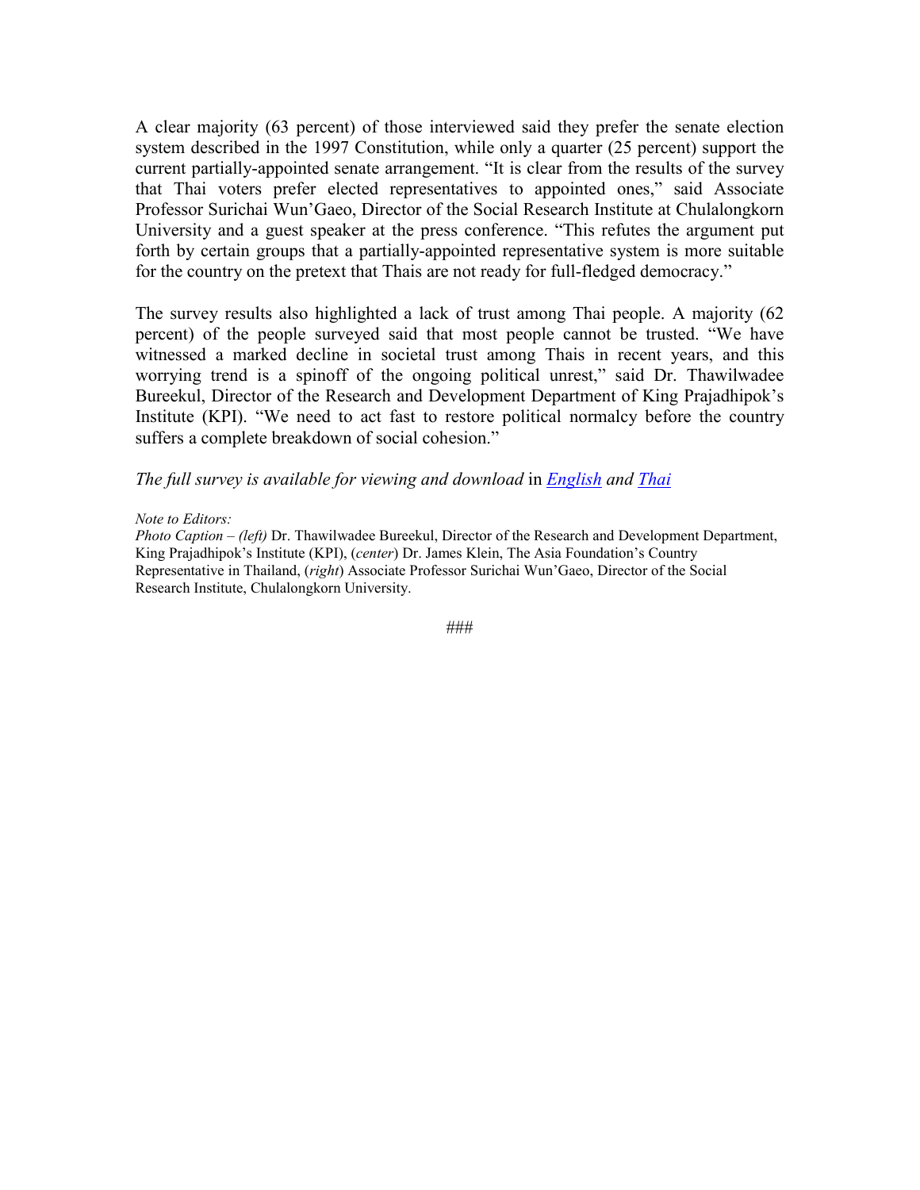A clear majority (63 percent) of those interviewed said they prefer the senate election system described in the 1997 Constitution, while only a quarter (25 percent) support the current partially-appointed senate arrangement. "It is clear from the results of the survey that Thai voters prefer elected representatives to appointed ones," said Associate Professor Surichai Wun'Gaeo, Director of the Social Research Institute at Chulalongkorn University and a guest speaker at the press conference. "This refutes the argument put forth by certain groups that a partially-appointed representative system is more suitable for the country on the pretext that Thais are not ready for full-fledged democracy."

The survey results also highlighted a lack of trust among Thai people. A majority (62 percent) of the people surveyed said that most people cannot be trusted. "We have witnessed a marked decline in societal trust among Thais in recent years, and this worrying trend is a spinoff of the ongoing political unrest," said Dr. Thawilwadee Bureekul, Director of the Research and Development Department of King Prajadhipok's Institute (KPI). "We need to act fast to restore political normalcy before the country suffers a complete breakdown of social cohesion."

*The full survey is available for viewing and download* in *English and Thai*

*Note to Editors:*
*Photo Caption – (left)* Dr. Thawilwadee Bureekul, Director of the Research and Development Department, King Prajadhipok's Institute (KPI), (*center*) Dr. James Klein, The Asia Foundation's Country Representative in Thailand, (*right*) Associate Professor Surichai Wun'Gaeo, Director of the Social Research Institute, Chulalongkorn University.

###